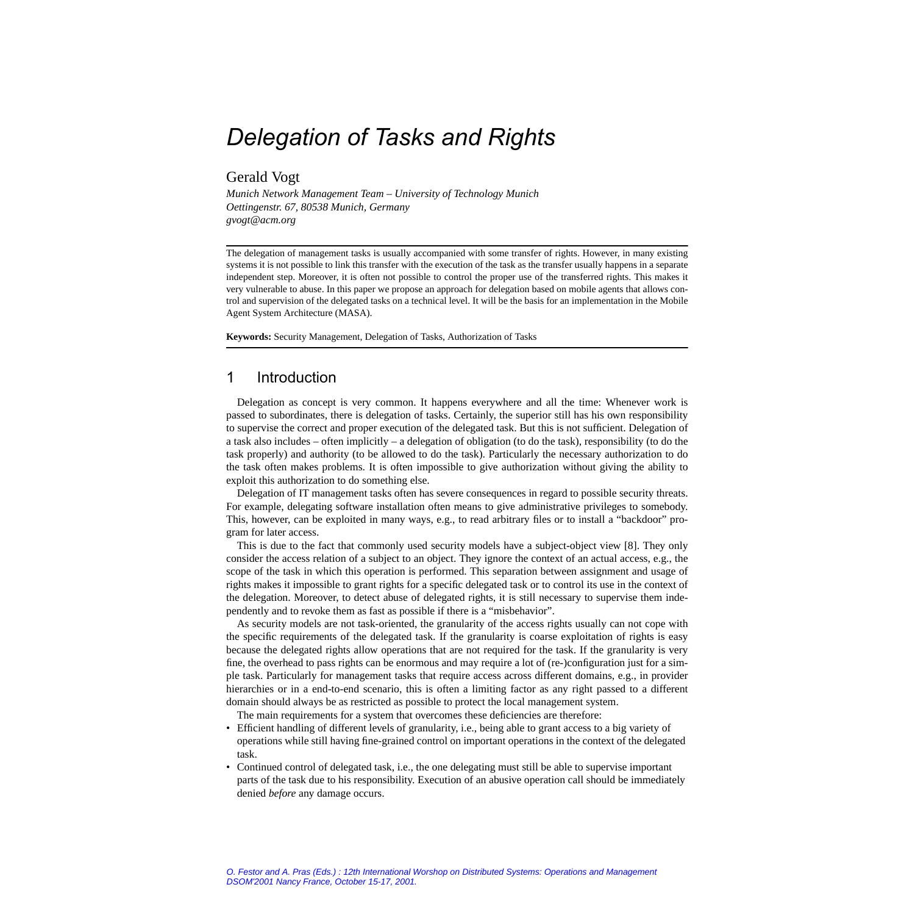# Delegation of Tasks and Rights

Gerald Vogt

*Munich Network Management Team – University of Technology Munich*
*Oettingenstr. 67, 80538 Munich, Germany*
*gvogt@acm.org*

The delegation of management tasks is usually accompanied with some transfer of rights. However, in many existing systems it is not possible to link this transfer with the execution of the task as the transfer usually happens in a separate independent step. Moreover, it is often not possible to control the proper use of the transferred rights. This makes it very vulnerable to abuse. In this paper we propose an approach for delegation based on mobile agents that allows control and supervision of the delegated tasks on a technical level. It will be the basis for an implementation in the Mobile Agent System Architecture (MASA).

**Keywords:** Security Management, Delegation of Tasks, Authorization of Tasks

## 1 Introduction

Delegation as concept is very common. It happens everywhere and all the time: Whenever work is passed to subordinates, there is delegation of tasks. Certainly, the superior still has his own responsibility to supervise the correct and proper execution of the delegated task. But this is not sufficient. Delegation of a task also includes – often implicitly – a delegation of obligation (to do the task), responsibility (to do the task properly) and authority (to be allowed to do the task). Particularly the necessary authorization to do the task often makes problems. It is often impossible to give authorization without giving the ability to exploit this authorization to do something else.

Delegation of IT management tasks often has severe consequences in regard to possible security threats. For example, delegating software installation often means to give administrative privileges to somebody. This, however, can be exploited in many ways, e.g., to read arbitrary files or to install a "backdoor" program for later access.

This is due to the fact that commonly used security models have a subject-object view [8]. They only consider the access relation of a subject to an object. They ignore the context of an actual access, e.g., the scope of the task in which this operation is performed. This separation between assignment and usage of rights makes it impossible to grant rights for a specific delegated task or to control its use in the context of the delegation. Moreover, to detect abuse of delegated rights, it is still necessary to supervise them independently and to revoke them as fast as possible if there is a "misbehavior".

As security models are not task-oriented, the granularity of the access rights usually can not cope with the specific requirements of the delegated task. If the granularity is coarse exploitation of rights is easy because the delegated rights allow operations that are not required for the task. If the granularity is very fine, the overhead to pass rights can be enormous and may require a lot of (re-)configuration just for a simple task. Particularly for management tasks that require access across different domains, e.g., in provider hierarchies or in a end-to-end scenario, this is often a limiting factor as any right passed to a different domain should always be as restricted as possible to protect the local management system.

The main requirements for a system that overcomes these deficiencies are therefore:

- Efficient handling of different levels of granularity, i.e., being able to grant access to a big variety of operations while still having fine-grained control on important operations in the context of the delegated task.
- Continued control of delegated task, i.e., the one delegating must still be able to supervise important parts of the task due to his responsibility. Execution of an abusive operation call should be immediately denied *before* any damage occurs.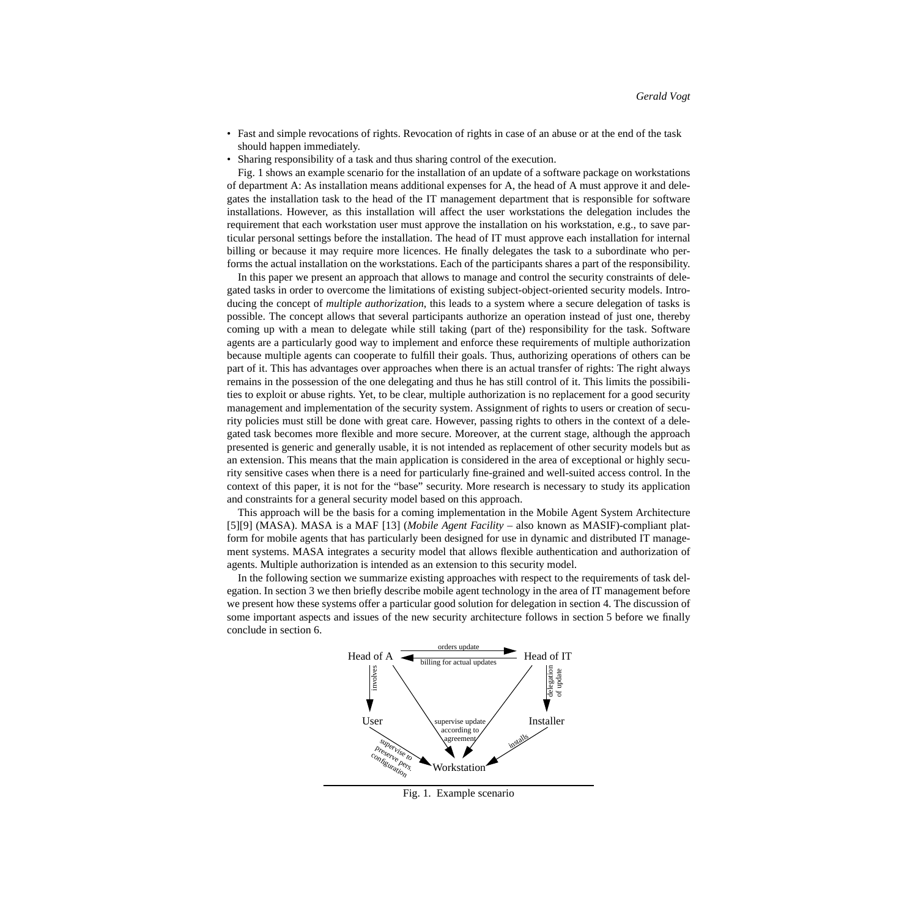- Fast and simple revocations of rights. Revocation of rights in case of an abuse or at the end of the task should happen immediately.
- Sharing responsibility of a task and thus sharing control of the execution.

Fig. 1 shows an example scenario for the installation of an update of a software package on workstations of department A: As installation means additional expenses for A, the head of A must approve it and delegates the installation task to the head of the IT management department that is responsible for software installations. However, as this installation will affect the user workstations the delegation includes the requirement that each workstation user must approve the installation on his workstation, e.g., to save particular personal settings before the installation. The head of IT must approve each installation for internal billing or because it may require more licences. He finally delegates the task to a subordinate who performs the actual installation on the workstations. Each of the participants shares a part of the responsibility.

In this paper we present an approach that allows to manage and control the security constraints of delegated tasks in order to overcome the limitations of existing subject-object-oriented security models. Introducing the concept of *multiple authorization*, this leads to a system where a secure delegation of tasks is possible. The concept allows that several participants authorize an operation instead of just one, thereby coming up with a mean to delegate while still taking (part of the) responsibility for the task. Software agents are a particularly good way to implement and enforce these requirements of multiple authorization because multiple agents can cooperate to fulfill their goals. Thus, authorizing operations of others can be part of it. This has advantages over approaches when there is an actual transfer of rights: The right always remains in the possession of the one delegating and thus he has still control of it. This limits the possibilities to exploit or abuse rights. Yet, to be clear, multiple authorization is no replacement for a good security management and implementation of the security system. Assignment of rights to users or creation of security policies must still be done with great care. However, passing rights to others in the context of a delegated task becomes more flexible and more secure. Moreover, at the current stage, although the approach presented is generic and generally usable, it is not intended as replacement of other security models but as an extension. This means that the main application is considered in the area of exceptional or highly security sensitive cases when there is a need for particularly fine-grained and well-suited access control. In the context of this paper, it is not for the "base" security. More research is necessary to study its application and constraints for a general security model based on this approach.

This approach will be the basis for a coming implementation in the Mobile Agent System Architecture [5][9] (MASA). MASA is a MAF [13] (*Mobile Agent Facility* – also known as MASIF)-compliant platform for mobile agents that has particularly been designed for use in dynamic and distributed IT management systems. MASA integrates a security model that allows flexible authentication and authorization of agents. Multiple authorization is intended as an extension to this security model.

In the following section we summarize existing approaches with respect to the requirements of task delegation. In section 3 we then briefly describe mobile agent technology in the area of IT management before we present how these systems offer a particular good solution for delegation in section 4. The discussion of some important aspects and issues of the new security architecture follows in section 5 before we finally conclude in section 6.

Fig. 1. Example scenario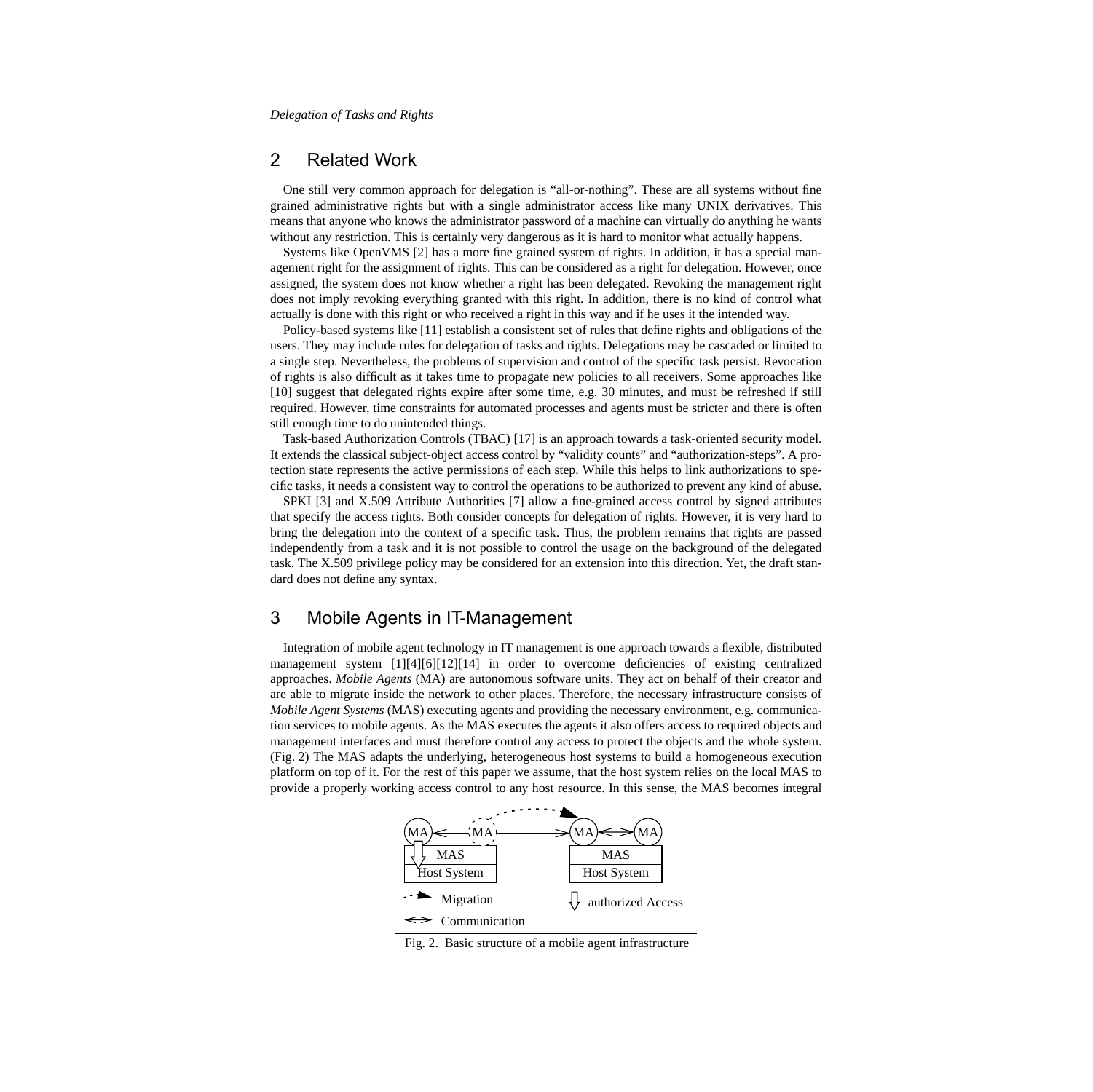## 2 Related Work

One still very common approach for delegation is "all-or-nothing". These are all systems without fine grained administrative rights but with a single administrator access like many UNIX derivatives. This means that anyone who knows the administrator password of a machine can virtually do anything he wants without any restriction. This is certainly very dangerous as it is hard to monitor what actually happens.

Systems like OpenVMS [2] has a more fine grained system of rights. In addition, it has a special management right for the assignment of rights. This can be considered as a right for delegation. However, once assigned, the system does not know whether a right has been delegated. Revoking the management right does not imply revoking everything granted with this right. In addition, there is no kind of control what actually is done with this right or who received a right in this way and if he uses it the intended way.

Policy-based systems like [11] establish a consistent set of rules that define rights and obligations of the users. They may include rules for delegation of tasks and rights. Delegations may be cascaded or limited to a single step. Nevertheless, the problems of supervision and control of the specific task persist. Revocation of rights is also difficult as it takes time to propagate new policies to all receivers. Some approaches like [10] suggest that delegated rights expire after some time, e.g. 30 minutes, and must be refreshed if still required. However, time constraints for automated processes and agents must be stricter and there is often still enough time to do unintended things.

Task-based Authorization Controls (TBAC) [17] is an approach towards a task-oriented security model. It extends the classical subject-object access control by "validity counts" and "authorization-steps". A protection state represents the active permissions of each step. While this helps to link authorizations to specific tasks, it needs a consistent way to control the operations to be authorized to prevent any kind of abuse.

SPKI [3] and X.509 Attribute Authorities [7] allow a fine-grained access control by signed attributes that specify the access rights. Both consider concepts for delegation of rights. However, it is very hard to bring the delegation into the context of a specific task. Thus, the problem remains that rights are passed independently from a task and it is not possible to control the usage on the background of the delegated task. The X.509 privilege policy may be considered for an extension into this direction. Yet, the draft standard does not define any syntax.

## 3 Mobile Agents in IT-Management

Integration of mobile agent technology in IT management is one approach towards a flexible, distributed management system [1][4][6][12][14] in order to overcome deficiencies of existing centralized approaches. *Mobile Agents* (MA) are autonomous software units. They act on behalf of their creator and are able to migrate inside the network to other places. Therefore, the necessary infrastructure consists of *Mobile Agent Systems* (MAS) executing agents and providing the necessary environment, e.g. communication services to mobile agents. As the MAS executes the agents it also offers access to required objects and management interfaces and must therefore control any access to protect the objects and the whole system. (Fig. 2) The MAS adapts the underlying, heterogeneous host systems to build a homogeneous execution platform on top of it. For the rest of this paper we assume, that the host system relies on the local MAS to provide a properly working access control to any host resource. In this sense, the MAS becomes integral

Fig. 2. Basic structure of a mobile agent infrastructure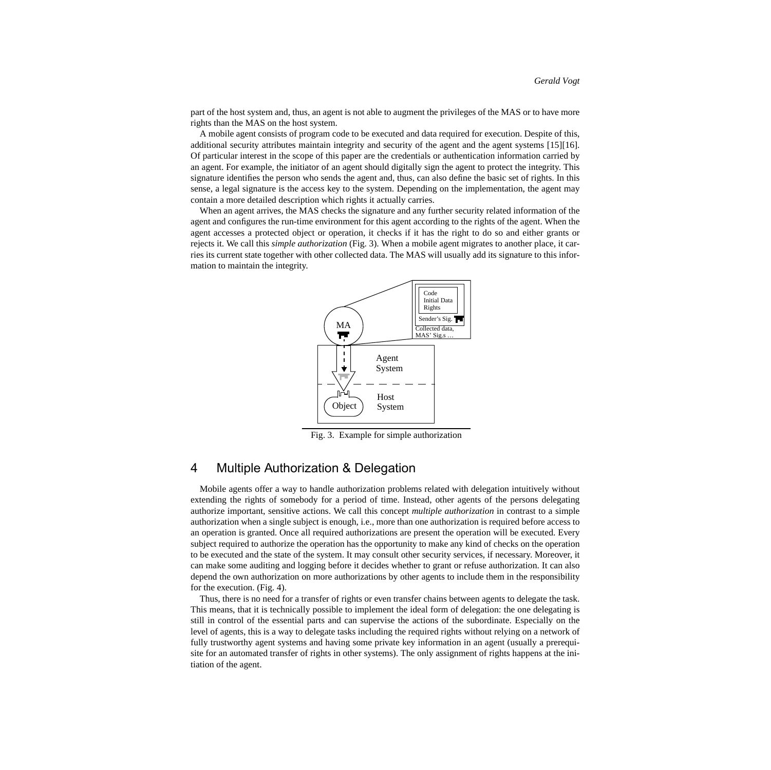part of the host system and, thus, an agent is not able to augment the privileges of the MAS or to have more rights than the MAS on the host system.

A mobile agent consists of program code to be executed and data required for execution. Despite of this, additional security attributes maintain integrity and security of the agent and the agent systems [15][16]. Of particular interest in the scope of this paper are the credentials or authentication information carried by an agent. For example, the initiator of an agent should digitally sign the agent to protect the integrity. This signature identifies the person who sends the agent and, thus, can also define the basic set of rights. In this sense, a legal signature is the access key to the system. Depending on the implementation, the agent may contain a more detailed description which rights it actually carries.

When an agent arrives, the MAS checks the signature and any further security related information of the agent and configures the run-time environment for this agent according to the rights of the agent. When the agent accesses a protected object or operation, it checks if it has the right to do so and either grants or rejects it. We call this *simple authorization* (Fig. 3). When a mobile agent migrates to another place, it carries its current state together with other collected data. The MAS will usually add its signature to this information to maintain the integrity.

Fig. 3. Example for simple authorization

## 4 Multiple Authorization & Delegation

Mobile agents offer a way to handle authorization problems related with delegation intuitively without extending the rights of somebody for a period of time. Instead, other agents of the persons delegating authorize important, sensitive actions. We call this concept *multiple authorization* in contrast to a simple authorization when a single subject is enough, i.e., more than one authorization is required before access to an operation is granted. Once all required authorizations are present the operation will be executed. Every subject required to authorize the operation has the opportunity to make any kind of checks on the operation to be executed and the state of the system. It may consult other security services, if necessary. Moreover, it can make some auditing and logging before it decides whether to grant or refuse authorization. It can also depend the own authorization on more authorizations by other agents to include them in the responsibility for the execution. (Fig. 4).

Thus, there is no need for a transfer of rights or even transfer chains between agents to delegate the task. This means, that it is technically possible to implement the ideal form of delegation: the one delegating is still in control of the essential parts and can supervise the actions of the subordinate. Especially on the level of agents, this is a way to delegate tasks including the required rights without relying on a network of fully trustworthy agent systems and having some private key information in an agent (usually a prerequisite for an automated transfer of rights in other systems). The only assignment of rights happens at the initiation of the agent.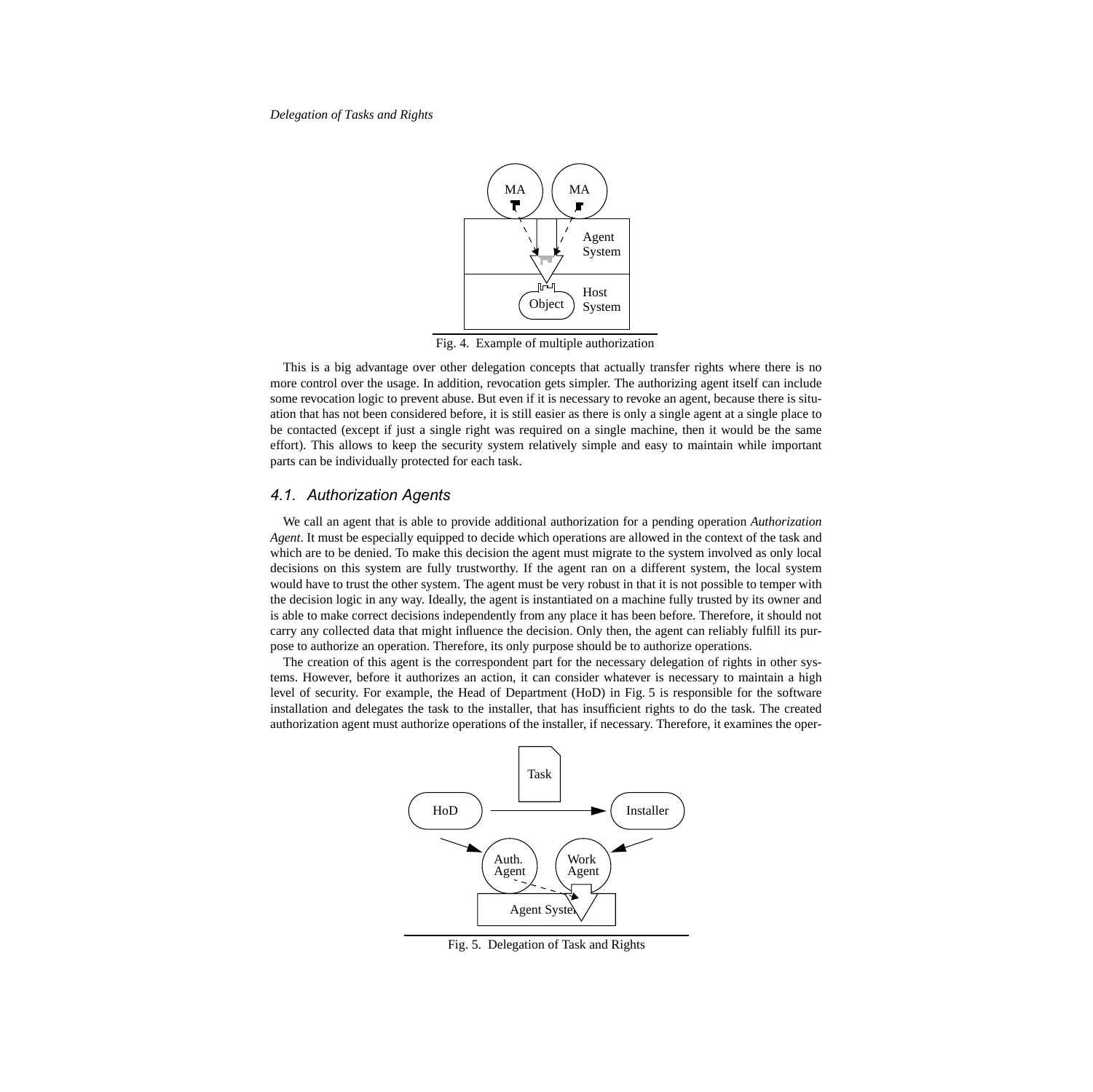Fig. 4. Example of multiple authorization

This is a big advantage over other delegation concepts that actually transfer rights where there is no more control over the usage. In addition, revocation gets simpler. The authorizing agent itself can include some revocation logic to prevent abuse. But even if it is necessary to revoke an agent, because there is situation that has not been considered before, it is still easier as there is only a single agent at a single place to be contacted (except if just a single right was required on a single machine, then it would be the same effort). This allows to keep the security system relatively simple and easy to maintain while important parts can be individually protected for each task.

## 4.1. Authorization Agents

We call an agent that is able to provide additional authorization for a pending operation *Authorization Agent*. It must be especially equipped to decide which operations are allowed in the context of the task and which are to be denied. To make this decision the agent must migrate to the system involved as only local decisions on this system are fully trustworthy. If the agent ran on a different system, the local system would have to trust the other system. The agent must be very robust in that it is not possible to temper with the decision logic in any way. Ideally, the agent is instantiated on a machine fully trusted by its owner and is able to make correct decisions independently from any place it has been before. Therefore, it should not carry any collected data that might influence the decision. Only then, the agent can reliably fulfill its purpose to authorize an operation. Therefore, its only purpose should be to authorize operations.

The creation of this agent is the correspondent part for the necessary delegation of rights in other systems. However, before it authorizes an action, it can consider whatever is necessary to maintain a high level of security. For example, the Head of Department (HoD) in Fig. 5 is responsible for the software installation and delegates the task to the installer, that has insufficient rights to do the task. The created authorization agent must authorize operations of the installer, if necessary. Therefore, it examines the oper-

Fig. 5. Delegation of Task and Rights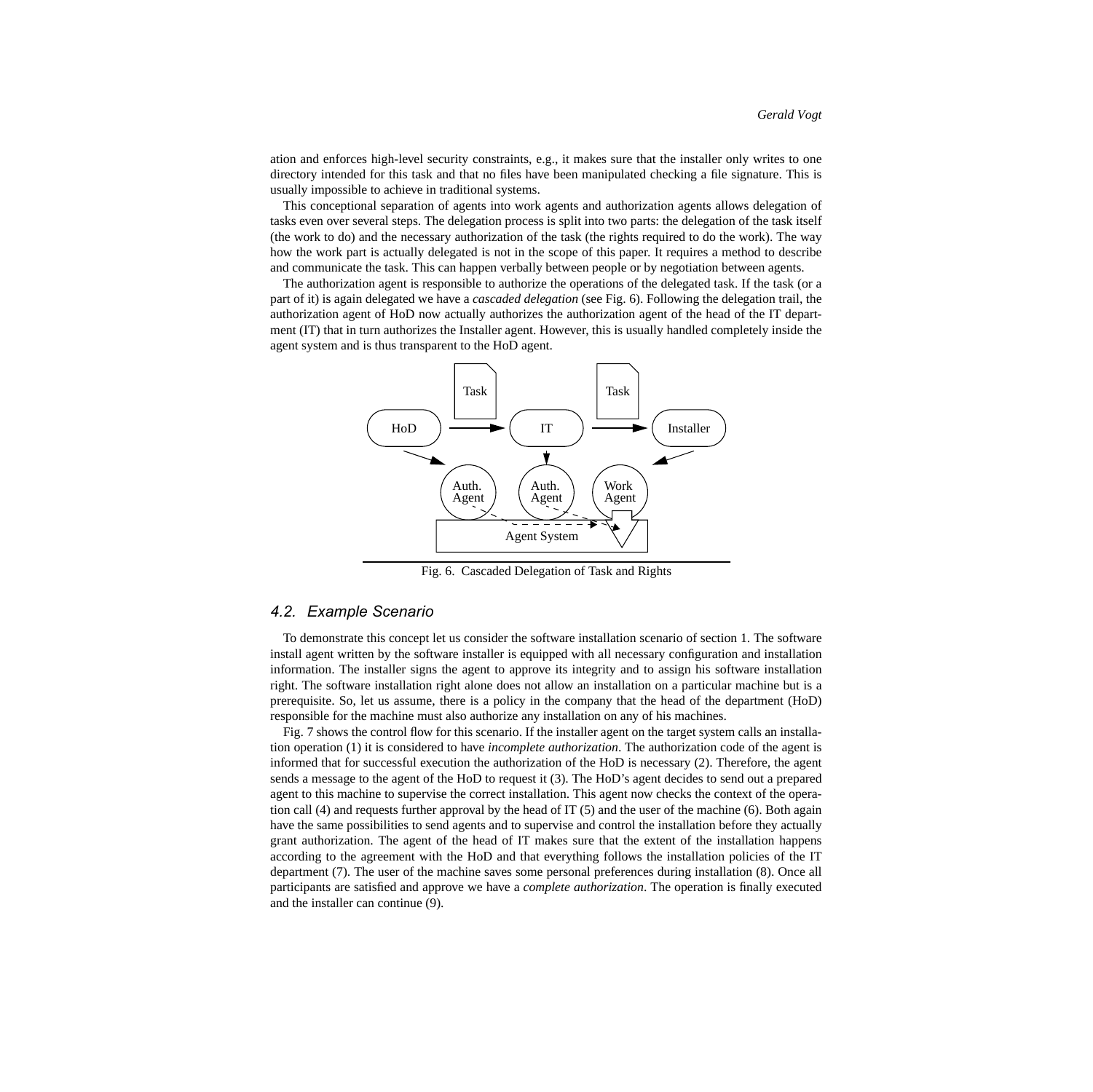ation and enforces high-level security constraints, e.g., it makes sure that the installer only writes to one directory intended for this task and that no files have been manipulated checking a file signature. This is usually impossible to achieve in traditional systems.

This conceptional separation of agents into work agents and authorization agents allows delegation of tasks even over several steps. The delegation process is split into two parts: the delegation of the task itself (the work to do) and the necessary authorization of the task (the rights required to do the work). The way how the work part is actually delegated is not in the scope of this paper. It requires a method to describe and communicate the task. This can happen verbally between people or by negotiation between agents.

The authorization agent is responsible to authorize the operations of the delegated task. If the task (or a part of it) is again delegated we have a *cascaded delegation* (see Fig. 6). Following the delegation trail, the authorization agent of HoD now actually authorizes the authorization agent of the head of the IT department (IT) that in turn authorizes the Installer agent. However, this is usually handled completely inside the agent system and is thus transparent to the HoD agent.

Fig. 6. Cascaded Delegation of Task and Rights

### 4.2. Example Scenario

To demonstrate this concept let us consider the software installation scenario of section 1. The software install agent written by the software installer is equipped with all necessary configuration and installation information. The installer signs the agent to approve its integrity and to assign his software installation right. The software installation right alone does not allow an installation on a particular machine but is a prerequisite. So, let us assume, there is a policy in the company that the head of the department (HoD) responsible for the machine must also authorize any installation on any of his machines.

Fig. 7 shows the control flow for this scenario. If the installer agent on the target system calls an installation operation (1) it is considered to have *incomplete authorization*. The authorization code of the agent is informed that for successful execution the authorization of the HoD is necessary (2). Therefore, the agent sends a message to the agent of the HoD to request it (3). The HoD's agent decides to send out a prepared agent to this machine to supervise the correct installation. This agent now checks the context of the operation call (4) and requests further approval by the head of IT (5) and the user of the machine (6). Both again have the same possibilities to send agents and to supervise and control the installation before they actually grant authorization. The agent of the head of IT makes sure that the extent of the installation happens according to the agreement with the HoD and that everything follows the installation policies of the IT department (7). The user of the machine saves some personal preferences during installation (8). Once all participants are satisfied and approve we have a *complete authorization*. The operation is finally executed and the installer can continue (9).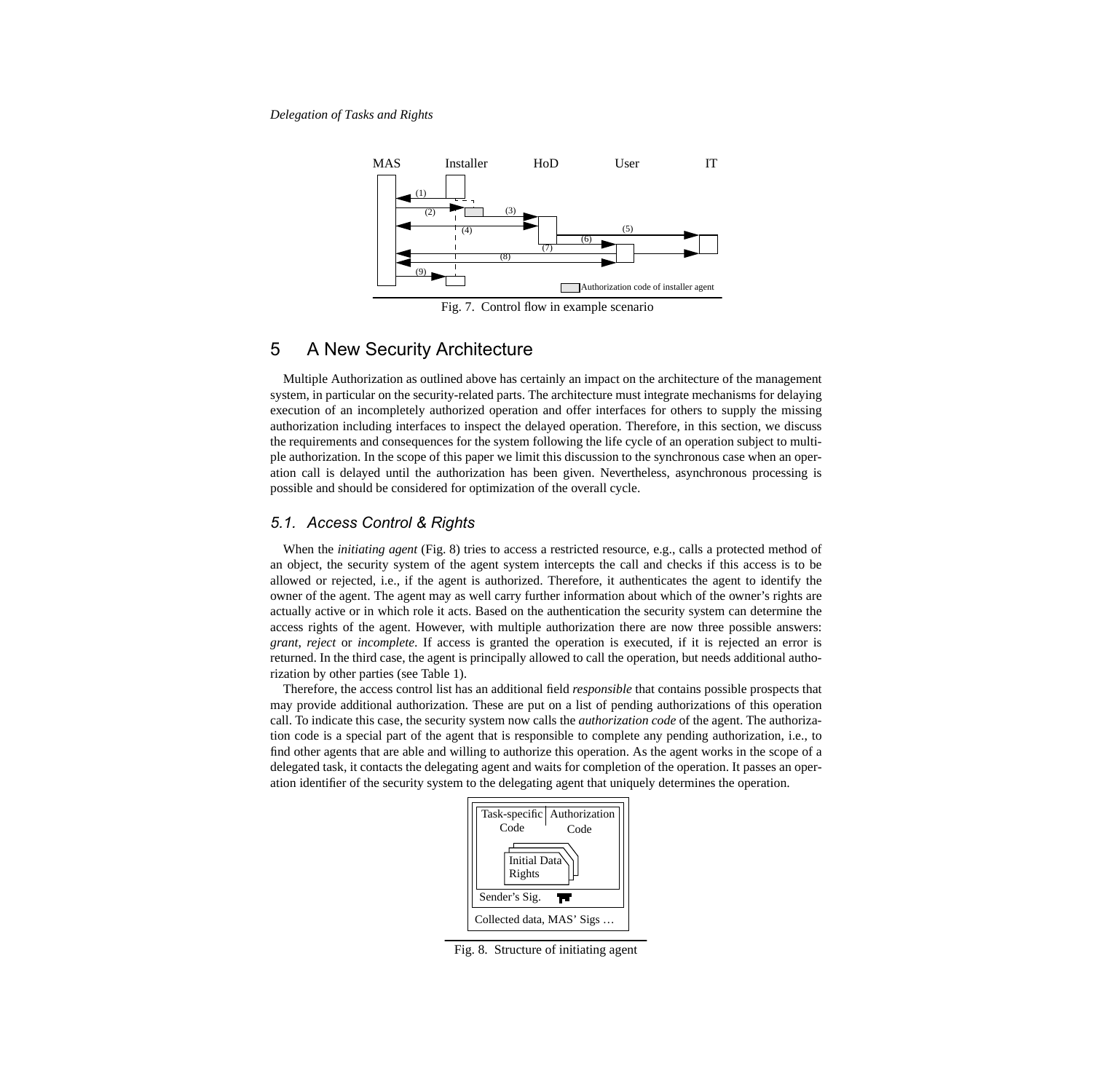Fig. 7. Control flow in example scenario

## 5 A New Security Architecture

Multiple Authorization as outlined above has certainly an impact on the architecture of the management system, in particular on the security-related parts. The architecture must integrate mechanisms for delaying execution of an incompletely authorized operation and offer interfaces for others to supply the missing authorization including interfaces to inspect the delayed operation. Therefore, in this section, we discuss the requirements and consequences for the system following the life cycle of an operation subject to multiple authorization. In the scope of this paper we limit this discussion to the synchronous case when an operation call is delayed until the authorization has been given. Nevertheless, asynchronous processing is possible and should be considered for optimization of the overall cycle.

### *5.1. Access Control & Rights*

When the *initiating agent* (Fig. 8) tries to access a restricted resource, e.g., calls a protected method of an object, the security system of the agent system intercepts the call and checks if this access is to be allowed or rejected, i.e., if the agent is authorized. Therefore, it authenticates the agent to identify the owner of the agent. The agent may as well carry further information about which of the owner's rights are actually active or in which role it acts. Based on the authentication the security system can determine the access rights of the agent. However, with multiple authorization there are now three possible answers: *grant*, *reject* or *incomplete*. If access is granted the operation is executed, if it is rejected an error is returned. In the third case, the agent is principally allowed to call the operation, but needs additional authorization by other parties (see Table 1).

Therefore, the access control list has an additional field *responsible* that contains possible prospects that may provide additional authorization. These are put on a list of pending authorizations of this operation call. To indicate this case, the security system now calls the *authorization code* of the agent. The authorization code is a special part of the agent that is responsible to complete any pending authorization, i.e., to find other agents that are able and willing to authorize this operation. As the agent works in the scope of a delegated task, it contacts the delegating agent and waits for completion of the operation. It passes an operation identifier of the security system to the delegating agent that uniquely determines the operation.

Fig. 8. Structure of initiating agent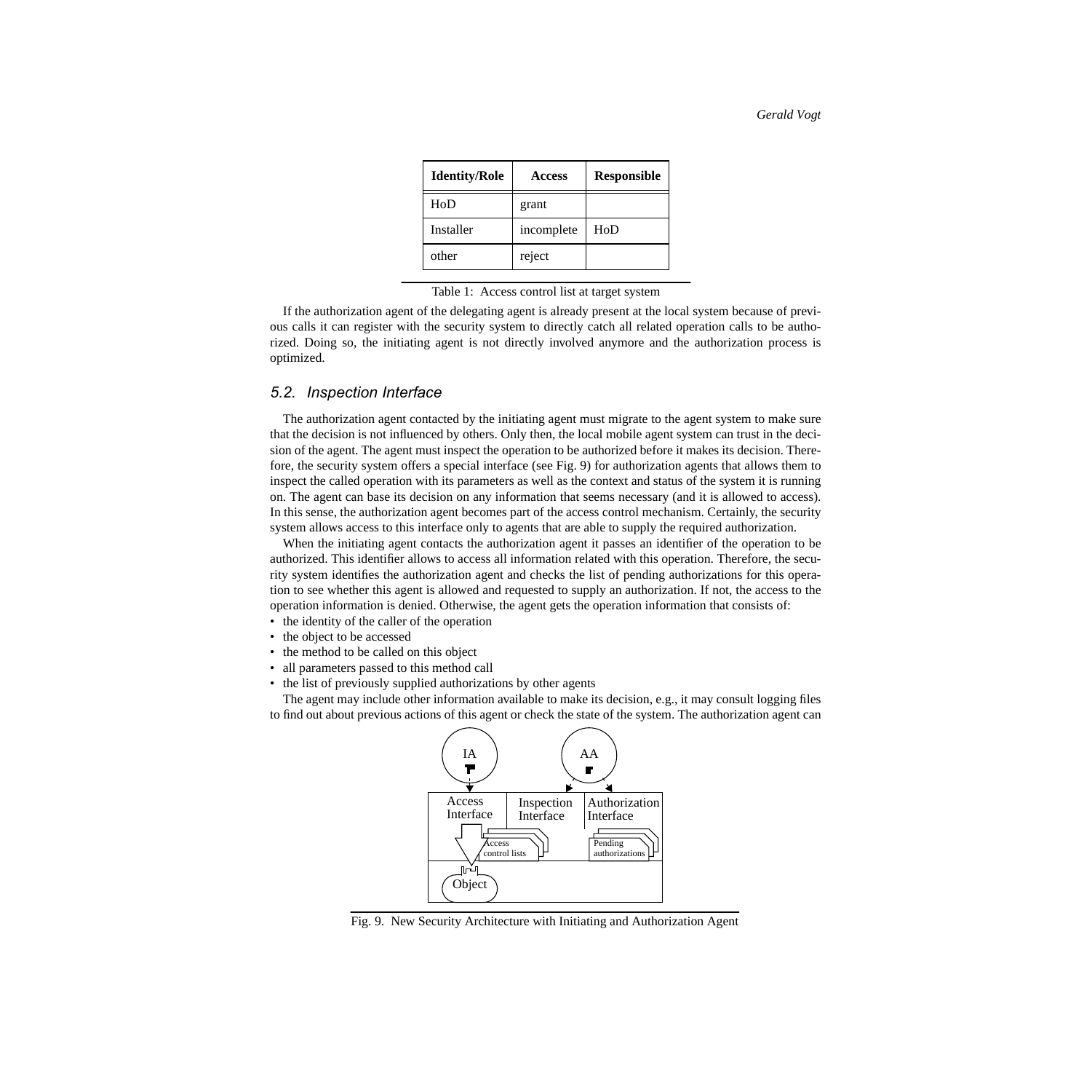| Identity/Role | Access | Responsible |
|---|---|---|
| HoD | grant | |
| Installer | incomplete | HoD |
| other | reject | |

Table 1: Access control list at target system

If the authorization agent of the delegating agent is already present at the local system because of previous calls it can register with the security system to directly catch all related operation calls to be authorized. Doing so, the initiating agent is not directly involved anymore and the authorization process is optimized.

### 5.2. Inspection Interface

The authorization agent contacted by the initiating agent must migrate to the agent system to make sure that the decision is not influenced by others. Only then, the local mobile agent system can trust in the decision of the agent. The agent must inspect the operation to be authorized before it makes its decision. Therefore, the security system offers a special interface (see Fig. 9) for authorization agents that allows them to inspect the called operation with its parameters as well as the context and status of the system it is running on. The agent can base its decision on any information that seems necessary (and it is allowed to access). In this sense, the authorization agent becomes part of the access control mechanism. Certainly, the security system allows access to this interface only to agents that are able to supply the required authorization.

When the initiating agent contacts the authorization agent it passes an identifier of the operation to be authorized. This identifier allows to access all information related with this operation. Therefore, the security system identifies the authorization agent and checks the list of pending authorizations for this operation to see whether this agent is allowed and requested to supply an authorization. If not, the access to the operation information is denied. Otherwise, the agent gets the operation information that consists of:

- the identity of the caller of the operation
- the object to be accessed
- the method to be called on this object
- all parameters passed to this method call
- the list of previously supplied authorizations by other agents

The agent may include other information available to make its decision, e.g., it may consult logging files to find out about previous actions of this agent or check the state of the system. The authorization agent can

Fig. 9. New Security Architecture with Initiating and Authorization Agent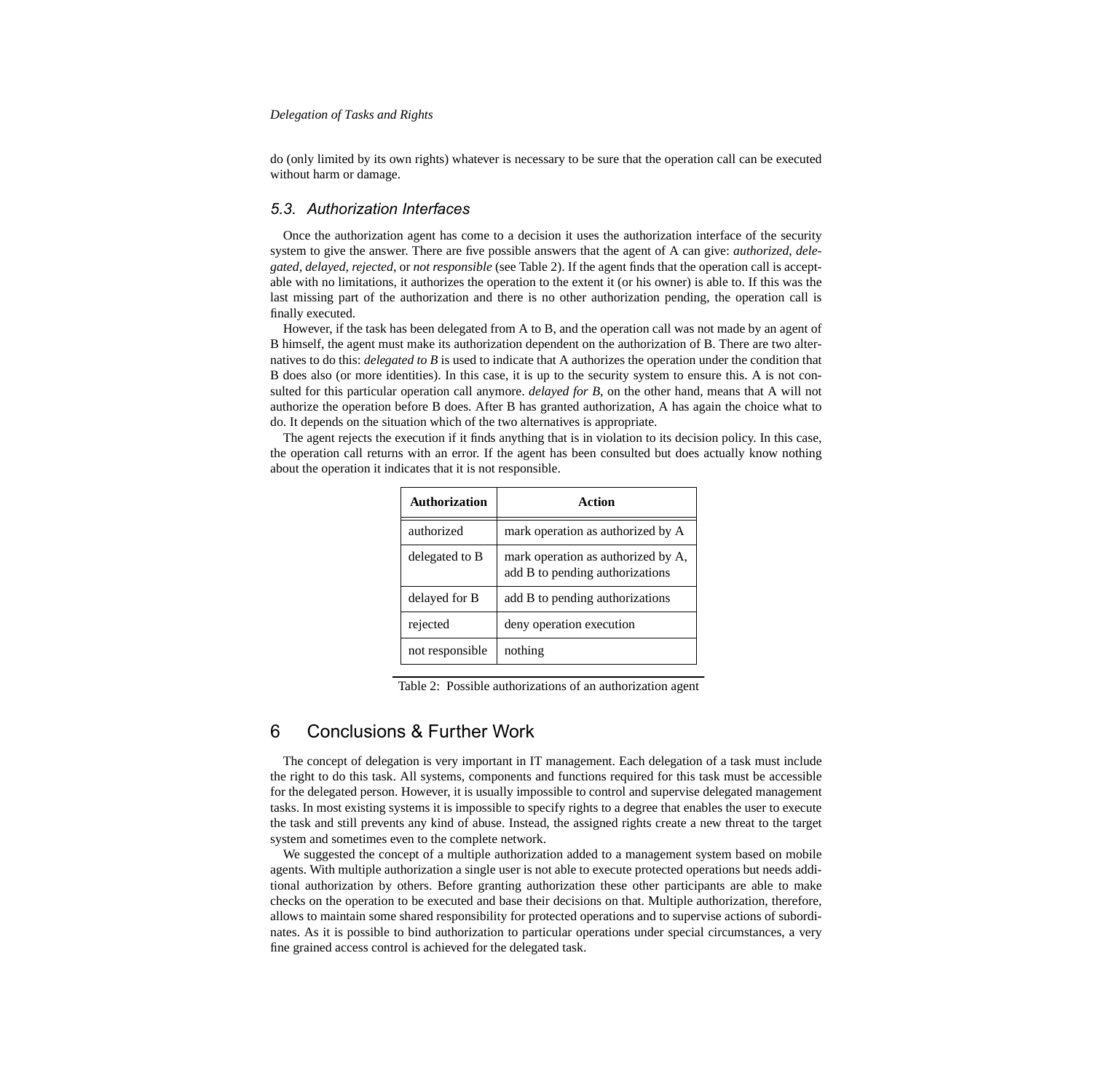do (only limited by its own rights) whatever is necessary to be sure that the operation call can be executed without harm or damage.

### 5.3. Authorization Interfaces

Once the authorization agent has come to a decision it uses the authorization interface of the security system to give the answer. There are five possible answers that the agent of A can give: *authorized*, *delegated*, *delayed*, *rejected*, or *not responsible* (see Table 2). If the agent finds that the operation call is acceptable with no limitations, it authorizes the operation to the extent it (or his owner) is able to. If this was the last missing part of the authorization and there is no other authorization pending, the operation call is finally executed.

However, if the task has been delegated from A to B, and the operation call was not made by an agent of B himself, the agent must make its authorization dependent on the authorization of B. There are two alternatives to do this: *delegated to B* is used to indicate that A authorizes the operation under the condition that B does also (or more identities). In this case, it is up to the security system to ensure this. A is not consulted for this particular operation call anymore. *delayed for B*, on the other hand, means that A will not authorize the operation before B does. After B has granted authorization, A has again the choice what to do. It depends on the situation which of the two alternatives is appropriate.

The agent rejects the execution if it finds anything that is in violation to its decision policy. In this case, the operation call returns with an error. If the agent has been consulted but does actually know nothing about the operation it indicates that it is not responsible.

| Authorization | Action |
|---|---|
| authorized | mark operation as authorized by A |
| delegated to B | mark operation as authorized by A, add B to pending authorizations |
| delayed for B | add B to pending authorizations |
| rejected | deny operation execution |
| not responsible | nothing |

Table 2: Possible authorizations of an authorization agent

## 6 Conclusions & Further Work

The concept of delegation is very important in IT management. Each delegation of a task must include the right to do this task. All systems, components and functions required for this task must be accessible for the delegated person. However, it is usually impossible to control and supervise delegated management tasks. In most existing systems it is impossible to specify rights to a degree that enables the user to execute the task and still prevents any kind of abuse. Instead, the assigned rights create a new threat to the target system and sometimes even to the complete network.

We suggested the concept of a multiple authorization added to a management system based on mobile agents. With multiple authorization a single user is not able to execute protected operations but needs additional authorization by others. Before granting authorization these other participants are able to make checks on the operation to be executed and base their decisions on that. Multiple authorization, therefore, allows to maintain some shared responsibility for protected operations and to supervise actions of subordinates. As it is possible to bind authorization to particular operations under special circumstances, a very fine grained access control is achieved for the delegated task.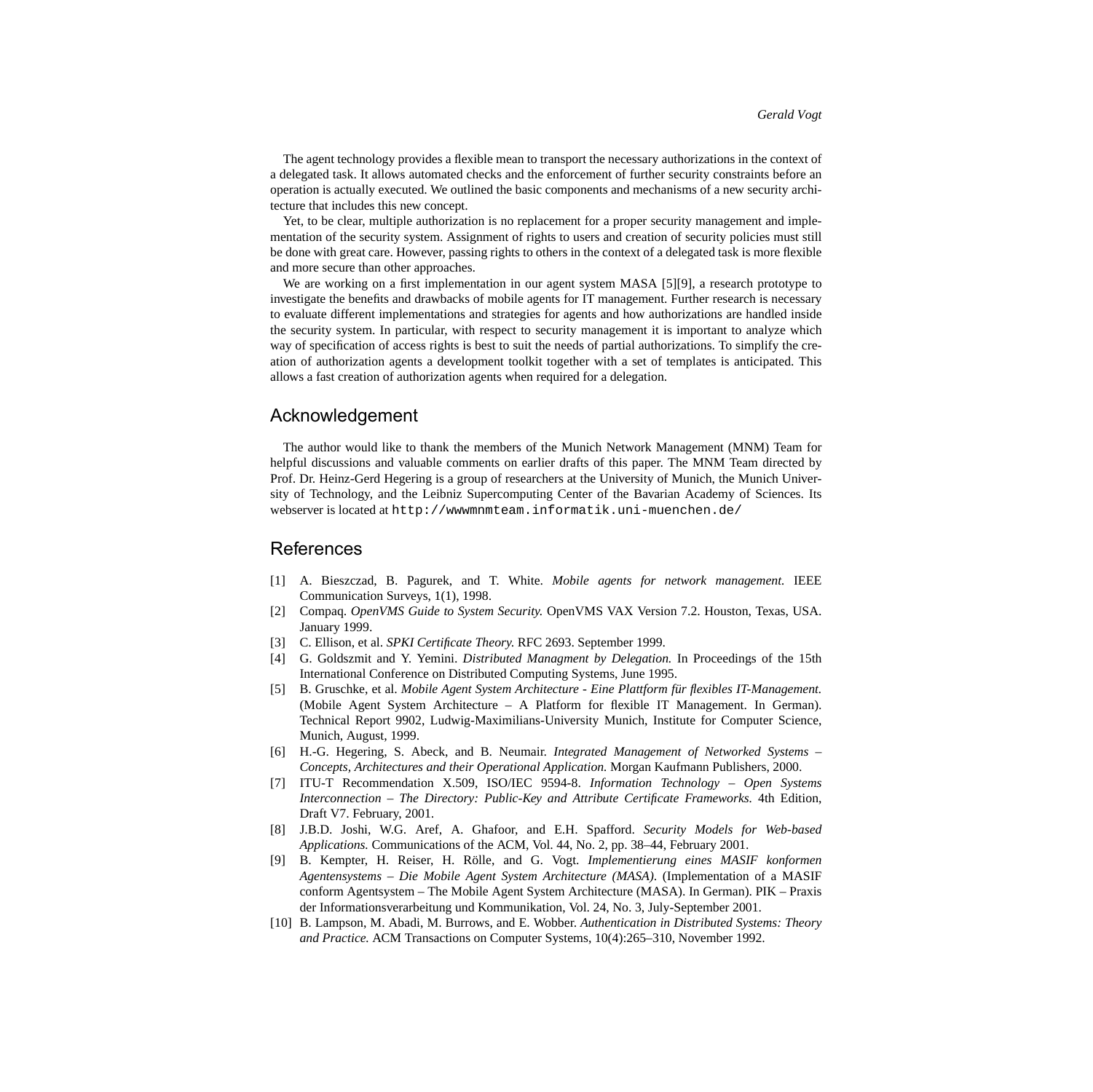The agent technology provides a flexible mean to transport the necessary authorizations in the context of a delegated task. It allows automated checks and the enforcement of further security constraints before an operation is actually executed. We outlined the basic components and mechanisms of a new security architecture that includes this new concept.

Yet, to be clear, multiple authorization is no replacement for a proper security management and implementation of the security system. Assignment of rights to users and creation of security policies must still be done with great care. However, passing rights to others in the context of a delegated task is more flexible and more secure than other approaches.

We are working on a first implementation in our agent system MASA [5][9], a research prototype to investigate the benefits and drawbacks of mobile agents for IT management. Further research is necessary to evaluate different implementations and strategies for agents and how authorizations are handled inside the security system. In particular, with respect to security management it is important to analyze which way of specification of access rights is best to suit the needs of partial authorizations. To simplify the creation of authorization agents a development toolkit together with a set of templates is anticipated. This allows a fast creation of authorization agents when required for a delegation.

## Acknowledgement

The author would like to thank the members of the Munich Network Management (MNM) Team for helpful discussions and valuable comments on earlier drafts of this paper. The MNM Team directed by Prof. Dr. Heinz-Gerd Hegering is a group of researchers at the University of Munich, the Munich University of Technology, and the Leibniz Supercomputing Center of the Bavarian Academy of Sciences. Its webserver is located at `http://wwwmnmteam.informatik.uni-muenchen.de/`

## References

[1] A. Bieszczad, B. Pagurek, and T. White. *Mobile agents for network management.* IEEE Communication Surveys, 1(1), 1998.

[2] Compaq. *OpenVMS Guide to System Security.* OpenVMS VAX Version 7.2. Houston, Texas, USA. January 1999.

[3] C. Ellison, et al. *SPKI Certificate Theory.* RFC 2693. September 1999.

[4] G. Goldszmit and Y. Yemini. *Distributed Managment by Delegation.* In Proceedings of the 15th International Conference on Distributed Computing Systems, June 1995.

[5] B. Gruschke, et al. *Mobile Agent System Architecture - Eine Plattform für flexibles IT-Management.* (Mobile Agent System Architecture – A Platform for flexible IT Management. In German). Technical Report 9902, Ludwig-Maximilians-University Munich, Institute for Computer Science, Munich, August, 1999.

[6] H.-G. Hegering, S. Abeck, and B. Neumair. *Integrated Management of Networked Systems – Concepts, Architectures and their Operational Application.* Morgan Kaufmann Publishers, 2000.

[7] ITU-T Recommendation X.509, ISO/IEC 9594-8. *Information Technology – Open Systems Interconnection – The Directory: Public-Key and Attribute Certificate Frameworks.* 4th Edition, Draft V7. February, 2001.

[8] J.B.D. Joshi, W.G. Aref, A. Ghafoor, and E.H. Spafford. *Security Models for Web-based Applications.* Communications of the ACM, Vol. 44, No. 2, pp. 38–44, February 2001.

[9] B. Kempter, H. Reiser, H. Rölle, and G. Vogt. *Implementierung eines MASIF konformen Agentensystems – Die Mobile Agent System Architecture (MASA).* (Implementation of a MASIF conform Agentsystem – The Mobile Agent System Architecture (MASA). In German). PIK – Praxis der Informationsverarbeitung und Kommunikation, Vol. 24, No. 3, July-September 2001.

[10] B. Lampson, M. Abadi, M. Burrows, and E. Wobber. *Authentication in Distributed Systems: Theory and Practice.* ACM Transactions on Computer Systems, 10(4):265–310, November 1992.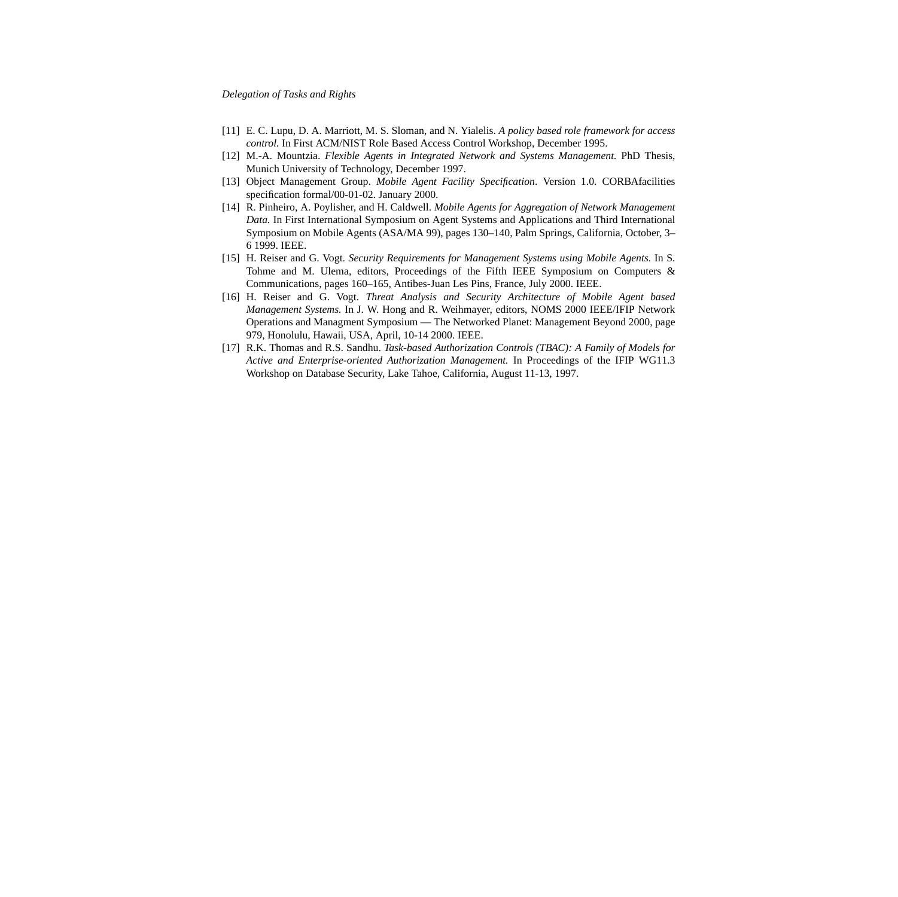[11] E. C. Lupu, D. A. Marriott, M. S. Sloman, and N. Yialelis. *A policy based role framework for access control.* In First ACM/NIST Role Based Access Control Workshop, December 1995.

[12] M.-A. Mountzia. *Flexible Agents in Integrated Network and Systems Management.* PhD Thesis, Munich University of Technology, December 1997.

[13] Object Management Group. *Mobile Agent Facility Specification*. Version 1.0. CORBAfacilities specification formal/00-01-02. January 2000.

[14] R. Pinheiro, A. Poylisher, and H. Caldwell. *Mobile Agents for Aggregation of Network Management Data.* In First International Symposium on Agent Systems and Applications and Third International Symposium on Mobile Agents (ASA/MA 99), pages 130–140, Palm Springs, California, October, 3–6 1999. IEEE.

[15] H. Reiser and G. Vogt. *Security Requirements for Management Systems using Mobile Agents.* In S. Tohme and M. Ulema, editors, Proceedings of the Fifth IEEE Symposium on Computers & Communications, pages 160–165, Antibes-Juan Les Pins, France, July 2000. IEEE.

[16] H. Reiser and G. Vogt. *Threat Analysis and Security Architecture of Mobile Agent based Management Systems.* In J. W. Hong and R. Weihmayer, editors, NOMS 2000 IEEE/IFIP Network Operations and Managment Symposium — The Networked Planet: Management Beyond 2000, page 979, Honolulu, Hawaii, USA, April, 10-14 2000. IEEE.

[17] R.K. Thomas and R.S. Sandhu. *Task-based Authorization Controls (TBAC): A Family of Models for Active and Enterprise-oriented Authorization Management.* In Proceedings of the IFIP WG11.3 Workshop on Database Security, Lake Tahoe, California, August 11-13, 1997.